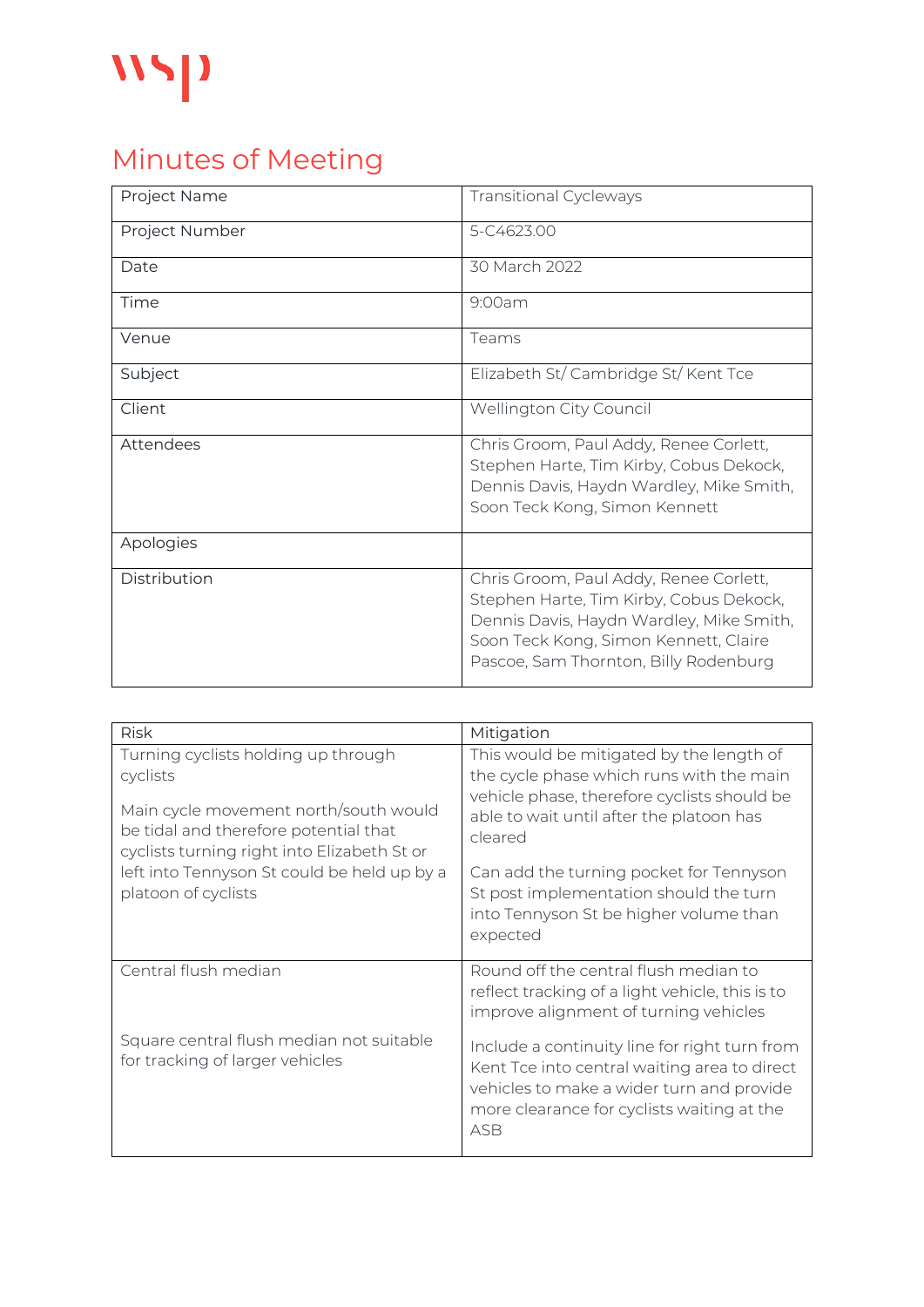wsp

# Minutes of Meeting

| Project Name | Transitional Cycleways |
|---|---|
| Project Number | 5-C4623.00 |
| Date | 30 March 2022 |
| Time | 9:00am |
| Venue | Teams |
| Subject | Elizabeth St/ Cambridge St/ Kent Tce |
| Client | Wellington City Council |
| Attendees | Chris Groom, Paul Addy, Renee Corlett, Stephen Harte, Tim Kirby, Cobus Dekock, Dennis Davis, Haydn Wardley, Mike Smith, Soon Teck Kong, Simon Kennett |
| Apologies | |
| Distribution | Chris Groom, Paul Addy, Renee Corlett, Stephen Harte, Tim Kirby, Cobus Dekock, Dennis Davis, Haydn Wardley, Mike Smith, Soon Teck Kong, Simon Kennett, Claire Pascoe, Sam Thornton, Billy Rodenburg |

| Risk | Mitigation |
|---|---|
| Turning cyclists holding up through cyclists<br><br>Main cycle movement north/south would be tidal and therefore potential that cyclists turning right into Elizabeth St or left into Tennyson St could be held up by a platoon of cyclists | This would be mitigated by the length of the cycle phase which runs with the main vehicle phase, therefore cyclists should be able to wait until after the platoon has cleared<br><br>Can add the turning pocket for Tennyson St post implementation should the turn into Tennyson St be higher volume than expected |
| Central flush median<br><br>Square central flush median not suitable for tracking of larger vehicles | Round off the central flush median to reflect tracking of a light vehicle, this is to improve alignment of turning vehicles<br><br>Include a continuity line for right turn from Kent Tce into central waiting area to direct vehicles to make a wider turn and provide more clearance for cyclists waiting at the ASB |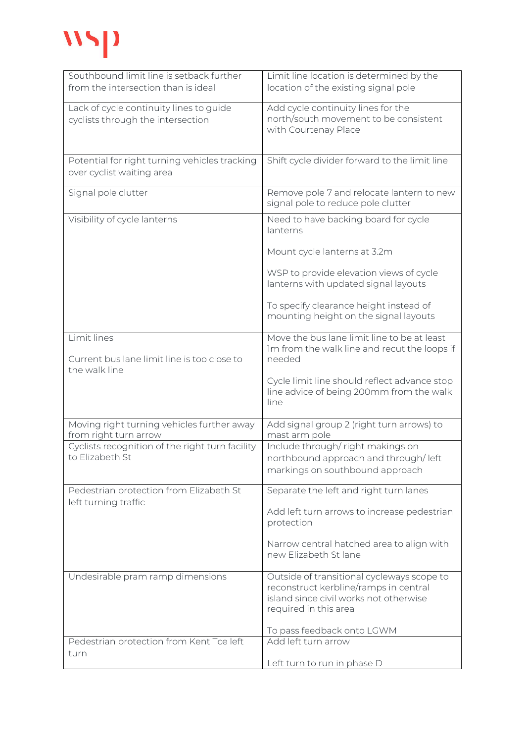| | |
|---|---|
| Southbound limit line is setback further from the intersection than is ideal | Limit line location is determined by the location of the existing signal pole |
| Lack of cycle continuity lines to guide cyclists through the intersection | Add cycle continuity lines for the north/south movement to be consistent with Courtenay Place |
| Potential for right turning vehicles tracking over cyclist waiting area | Shift cycle divider forward to the limit line |
| Signal pole clutter | Remove pole 7 and relocate lantern to new signal pole to reduce pole clutter |
| Visibility of cycle lanterns | Need to have backing board for cycle lanterns<br><br>Mount cycle lanterns at 3.2m<br><br>WSP to provide elevation views of cycle lanterns with updated signal layouts<br><br>To specify clearance height instead of mounting height on the signal layouts |
| Limit lines<br><br>Current bus lane limit line is too close to the walk line | Move the bus lane limit line to be at least 1m from the walk line and recut the loops if needed<br><br>Cycle limit line should reflect advance stop line advice of being 200mm from the walk line |
| Moving right turning vehicles further away from right turn arrow | Add signal group 2 (right turn arrows) to mast arm pole |
| Cyclists recognition of the right turn facility to Elizabeth St | Include through/ right makings on northbound approach and through/ left markings on southbound approach |
| Pedestrian protection from Elizabeth St left turning traffic | Separate the left and right turn lanes<br><br>Add left turn arrows to increase pedestrian protection<br><br>Narrow central hatched area to align with new Elizabeth St lane |
| Undesirable pram ramp dimensions | Outside of transitional cycleways scope to reconstruct kerbline/ramps in central island since civil works not otherwise required in this area<br><br>To pass feedback onto LGWM |
| Pedestrian protection from Kent Tce left turn | Add left turn arrow<br><br>Left turn to run in phase D |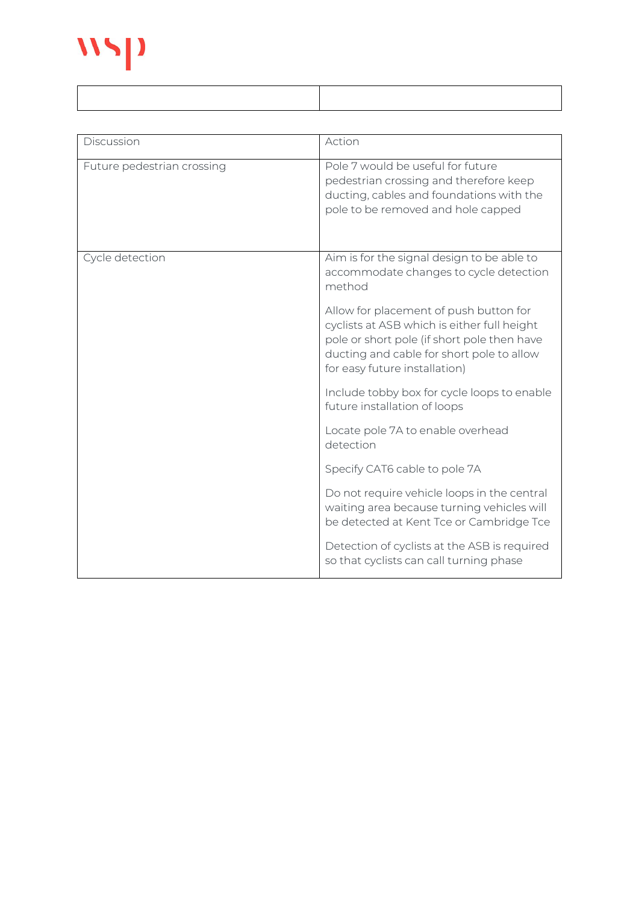| | |
|---|---|
| | |

| Discussion | Action |
|---|---|
| Future pedestrian crossing | Pole 7 would be useful for future pedestrian crossing and therefore keep ducting, cables and foundations with the pole to be removed and hole capped |
| Cycle detection | Aim is for the signal design to be able to accommodate changes to cycle detection method<br><br>Allow for placement of push button for cyclists at ASB which is either full height pole or short pole (if short pole then have ducting and cable for short pole to allow for easy future installation)<br><br>Include tobby box for cycle loops to enable future installation of loops<br><br>Locate pole 7A to enable overhead detection<br><br>Specify CAT6 cable to pole 7A<br><br>Do not require vehicle loops in the central waiting area because turning vehicles will be detected at Kent Tce or Cambridge Tce<br><br>Detection of cyclists at the ASB is required so that cyclists can call turning phase |